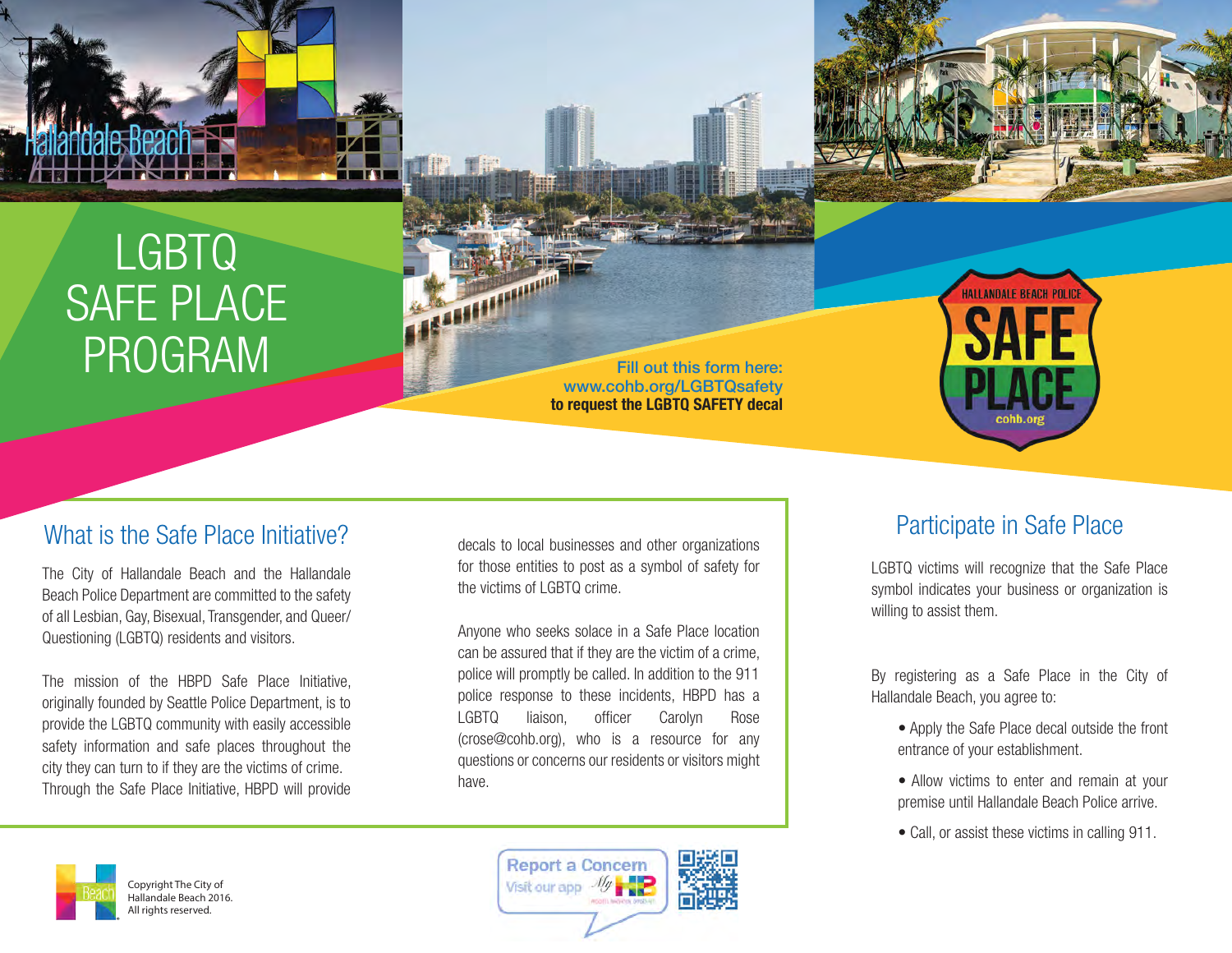# LGBTQ SAFE PLACE PROGRAM

Fill out this form here:
www.cohb.org/LGBTQsafety
**to request the LGBTQ SAFETY decal**

HALLANDALE BEACH POLICE
SAFE PLACE
cohb.org

## What is the Safe Place Initiative?

The City of Hallandale Beach and the Hallandale Beach Police Department are committed to the safety of all Lesbian, Gay, Bisexual, Transgender, and Queer/Questioning (LGBTQ) residents and visitors.

The mission of the HBPD Safe Place Initiative, originally founded by Seattle Police Department, is to provide the LGBTQ community with easily accessible safety information and safe places throughout the city they can turn to if they are the victims of crime. Through the Safe Place Initiative, HBPD will provide decals to local businesses and other organizations for those entities to post as a symbol of safety for the victims of LGBTQ crime.

Anyone who seeks solace in a Safe Place location can be assured that if they are the victim of a crime, police will promptly be called. In addition to the 911 police response to these incidents, HBPD has a LGBTQ liaison, officer Carolyn Rose (crose@cohb.org), who is a resource for any questions or concerns our residents or visitors might have.

## Participate in Safe Place

LGBTQ victims will recognize that the Safe Place symbol indicates your business or organization is willing to assist them.

By registering as a Safe Place in the City of Hallandale Beach, you agree to:

- Apply the Safe Place decal outside the front entrance of your establishment.
- Allow victims to enter and remain at your premise until Hallandale Beach Police arrive.
- Call, or assist these victims in calling 911.

Report a Concern
Visit our app My HB

Copyright The City of Hallandale Beach 2016. All rights reserved.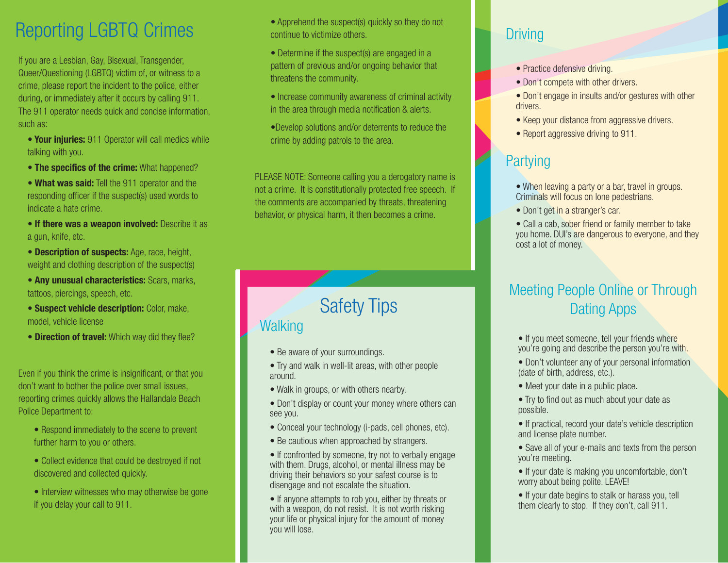# Reporting LGBTQ Crimes

If you are a Lesbian, Gay, Bisexual, Transgender, Queer/Questioning (LGBTQ) victim of, or witness to a crime, please report the incident to the police, either during, or immediately after it occurs by calling 911. The 911 operator needs quick and concise information, such as:

- **Your injuries:** 911 Operator will call medics while talking with you.
- **The specifics of the crime:** What happened?
- **What was said:** Tell the 911 operator and the responding officer if the suspect(s) used words to indicate a hate crime.
- **If there was a weapon involved:** Describe it as a gun, knife, etc.
- **Description of suspects:** Age, race, height, weight and clothing description of the suspect(s)
- **Any unusual characteristics:** Scars, marks, tattoos, piercings, speech, etc.
- **Suspect vehicle description:** Color, make, model, vehicle license
- **Direction of travel:** Which way did they flee?

Even if you think the crime is insignificant, or that you don't want to bother the police over small issues, reporting crimes quickly allows the Hallandale Beach Police Department to:

- Respond immediately to the scene to prevent further harm to you or others.
- Collect evidence that could be destroyed if not discovered and collected quickly.
- Interview witnesses who may otherwise be gone if you delay your call to 911.
- Apprehend the suspect(s) quickly so they do not continue to victimize others.
- Determine if the suspect(s) are engaged in a pattern of previous and/or ongoing behavior that threatens the community.
- Increase community awareness of criminal activity in the area through media notification & alerts.
- Develop solutions and/or deterrents to reduce the crime by adding patrols to the area.

PLEASE NOTE: Someone calling you a derogatory name is not a crime. It is constitutionally protected free speech. If the comments are accompanied by threats, threatening behavior, or physical harm, it then becomes a crime.

# Safety Tips

## Walking

- Be aware of your surroundings.
- Try and walk in well-lit areas, with other people around.
- Walk in groups, or with others nearby.
- Don't display or count your money where others can see you.
- Conceal your technology (i-pads, cell phones, etc).
- Be cautious when approached by strangers.
- If confronted by someone, try not to verbally engage with them. Drugs, alcohol, or mental illness may be driving their behaviors so your safest course is to disengage and not escalate the situation.
- If anyone attempts to rob you, either by threats or with a weapon, do not resist. It is not worth risking your life or physical injury for the amount of money you will lose.

## Driving

- Practice defensive driving.
- Don't compete with other drivers.
- Don't engage in insults and/or gestures with other drivers.
- Keep your distance from aggressive drivers.
- Report aggressive driving to 911.

## Partying

- When leaving a party or a bar, travel in groups. Criminals will focus on lone pedestrians.
- Don't get in a stranger's car.
- Call a cab, sober friend or family member to take you home. DUI's are dangerous to everyone, and they cost a lot of money.

## Meeting People Online or Through Dating Apps

- If you meet someone, tell your friends where you're going and describe the person you're with.
- Don't volunteer any of your personal information (date of birth, address, etc.).
- Meet your date in a public place.
- Try to find out as much about your date as possible.
- If practical, record your date's vehicle description and license plate number.
- Save all of your e-mails and texts from the person you're meeting.
- If your date is making you uncomfortable, don't worry about being polite. LEAVE!
- If your date begins to stalk or harass you, tell them clearly to stop. If they don't, call 911.